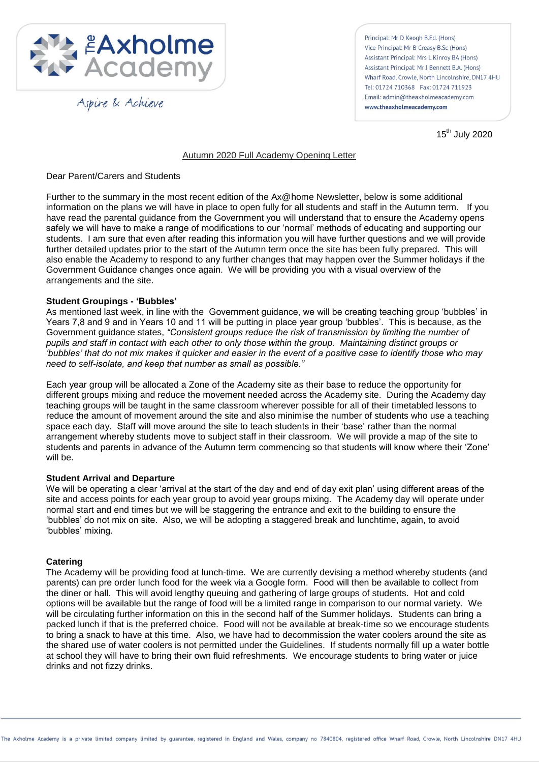The Axholme Academy

Aspire & Achieve

Principal: Mr D Keogh B.Ed. (Hons)
Vice Principal: Mr B Creasy B.Sc (Hons)
Assistant Principal: Mrs L Kinroy BA (Hons)
Assistant Principal: Mr J Bennett B.A. (Hons)
Wharf Road, Crowle, North Lincolnshire, DN17 4HU
Tel: 01724 710368 Fax: 01724 711923
Email: admin@theaxholmeacademy.com
www.theaxholmeacademy.com

15th July 2020

Autumn 2020 Full Academy Opening Letter

Dear Parent/Carers and Students

Further to the summary in the most recent edition of the Ax@home Newsletter, below is some additional information on the plans we will have in place to open fully for all students and staff in the Autumn term. If you have read the parental guidance from the Government you will understand that to ensure the Academy opens safely we will have to make a range of modifications to our 'normal' methods of educating and supporting our students. I am sure that even after reading this information you will have further questions and we will provide further detailed updates prior to the start of the Autumn term once the site has been fully prepared. This will also enable the Academy to respond to any further changes that may happen over the Summer holidays if the Government Guidance changes once again. We will be providing you with a visual overview of the arrangements and the site.

**Student Groupings - 'Bubbles'**

As mentioned last week, in line with the Government guidance, we will be creating teaching group 'bubbles' in Years 7,8 and 9 and in Years 10 and 11 will be putting in place year group 'bubbles'. This is because, as the Government guidance states, *"Consistent groups reduce the risk of transmission by limiting the number of pupils and staff in contact with each other to only those within the group. Maintaining distinct groups or 'bubbles' that do not mix makes it quicker and easier in the event of a positive case to identify those who may need to self-isolate, and keep that number as small as possible."*

Each year group will be allocated a Zone of the Academy site as their base to reduce the opportunity for different groups mixing and reduce the movement needed across the Academy site. During the Academy day teaching groups will be taught in the same classroom wherever possible for all of their timetabled lessons to reduce the amount of movement around the site and also minimise the number of students who use a teaching space each day. Staff will move around the site to teach students in their 'base' rather than the normal arrangement whereby students move to subject staff in their classroom. We will provide a map of the site to students and parents in advance of the Autumn term commencing so that students will know where their 'Zone' will be.

**Student Arrival and Departure**

We will be operating a clear 'arrival at the start of the day and end of day exit plan' using different areas of the site and access points for each year group to avoid year groups mixing. The Academy day will operate under normal start and end times but we will be staggering the entrance and exit to the building to ensure the 'bubbles' do not mix on site. Also, we will be adopting a staggered break and lunchtime, again, to avoid 'bubbles' mixing.

**Catering**

The Academy will be providing food at lunch-time. We are currently devising a method whereby students (and parents) can pre order lunch food for the week via a Google form. Food will then be available to collect from the diner or hall. This will avoid lengthy queuing and gathering of large groups of students. Hot and cold options will be available but the range of food will be a limited range in comparison to our normal variety. We will be circulating further information on this in the second half of the Summer holidays. Students can bring a packed lunch if that is the preferred choice. Food will not be available at break-time so we encourage students to bring a snack to have at this time. Also, we have had to decommission the water coolers around the site as the shared use of water coolers is not permitted under the Guidelines. If students normally fill up a water bottle at school they will have to bring their own fluid refreshments. We encourage students to bring water or juice drinks and not fizzy drinks.

The Axholme Academy is a private limited company limited by guarantee, registered in England and Wales, company no 7840804, registered office Wharf Road, Crowle, North Lincolnshire DN17 4HU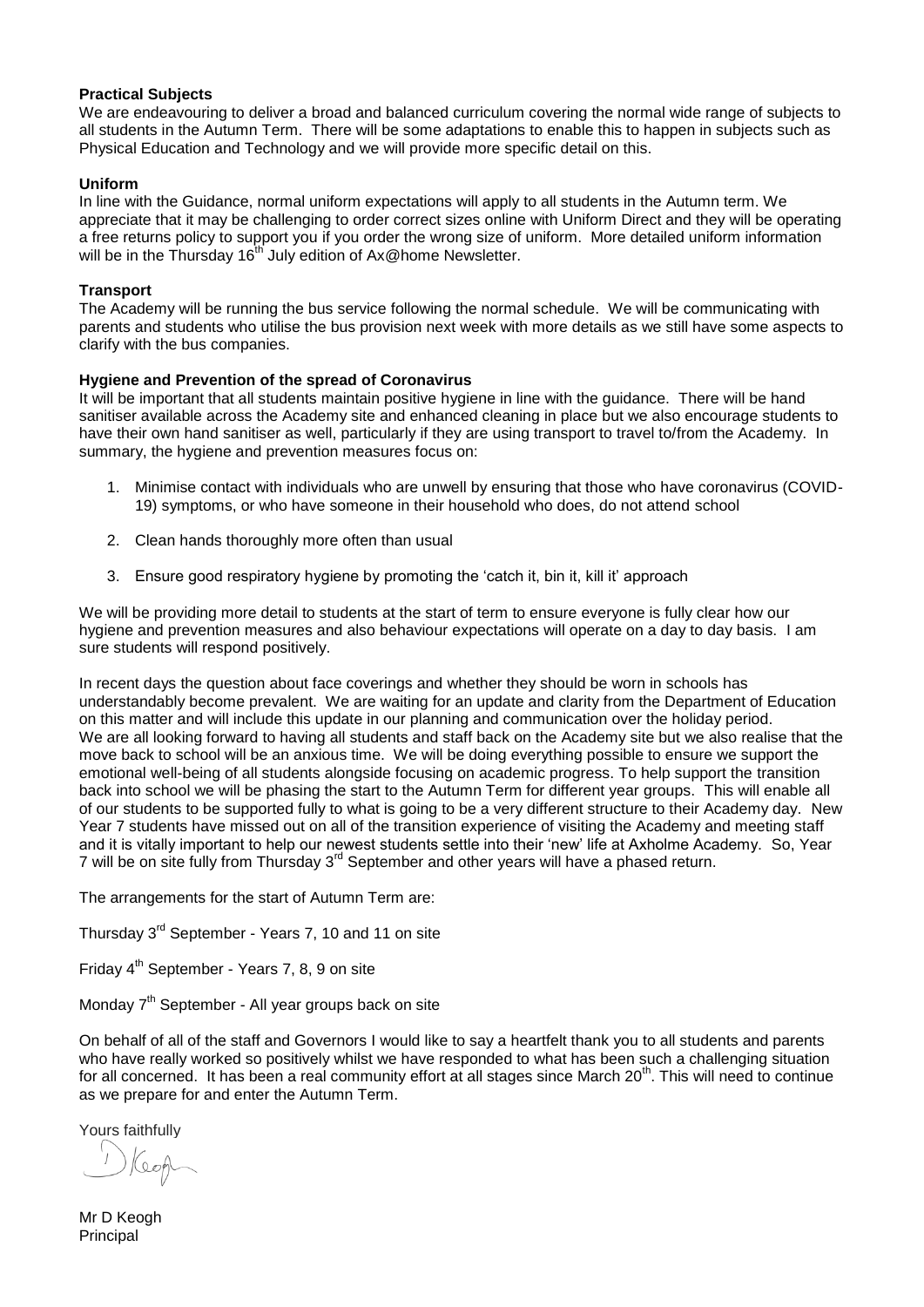**Practical Subjects**

We are endeavouring to deliver a broad and balanced curriculum covering the normal wide range of subjects to all students in the Autumn Term. There will be some adaptations to enable this to happen in subjects such as Physical Education and Technology and we will provide more specific detail on this.

**Uniform**

In line with the Guidance, normal uniform expectations will apply to all students in the Autumn term. We appreciate that it may be challenging to order correct sizes online with Uniform Direct and they will be operating a free returns policy to support you if you order the wrong size of uniform. More detailed uniform information will be in the Thursday 16th July edition of Ax@home Newsletter.

**Transport**

The Academy will be running the bus service following the normal schedule. We will be communicating with parents and students who utilise the bus provision next week with more details as we still have some aspects to clarify with the bus companies.

**Hygiene and Prevention of the spread of Coronavirus**

It will be important that all students maintain positive hygiene in line with the guidance. There will be hand sanitiser available across the Academy site and enhanced cleaning in place but we also encourage students to have their own hand sanitiser as well, particularly if they are using transport to travel to/from the Academy. In summary, the hygiene and prevention measures focus on:

1. Minimise contact with individuals who are unwell by ensuring that those who have coronavirus (COVID-19) symptoms, or who have someone in their household who does, do not attend school
2. Clean hands thoroughly more often than usual
3. Ensure good respiratory hygiene by promoting the 'catch it, bin it, kill it' approach

We will be providing more detail to students at the start of term to ensure everyone is fully clear how our hygiene and prevention measures and also behaviour expectations will operate on a day to day basis. I am sure students will respond positively.

In recent days the question about face coverings and whether they should be worn in schools has understandably become prevalent. We are waiting for an update and clarity from the Department of Education on this matter and will include this update in our planning and communication over the holiday period.
We are all looking forward to having all students and staff back on the Academy site but we also realise that the move back to school will be an anxious time. We will be doing everything possible to ensure we support the emotional well-being of all students alongside focusing on academic progress. To help support the transition back into school we will be phasing the start to the Autumn Term for different year groups. This will enable all of our students to be supported fully to what is going to be a very different structure to their Academy day. New Year 7 students have missed out on all of the transition experience of visiting the Academy and meeting staff and it is vitally important to help our newest students settle into their 'new' life at Axholme Academy. So, Year 7 will be on site fully from Thursday 3rd September and other years will have a phased return.

The arrangements for the start of Autumn Term are:

Thursday 3rd September - Years 7, 10 and 11 on site

Friday 4th September - Years 7, 8, 9 on site

Monday 7th September - All year groups back on site

On behalf of all of the staff and Governors I would like to say a heartfelt thank you to all students and parents who have really worked so positively whilst we have responded to what has been such a challenging situation for all concerned. It has been a real community effort at all stages since March 20th. This will need to continue as we prepare for and enter the Autumn Term.

Yours faithfully

D Keogh

Mr D Keogh
Principal